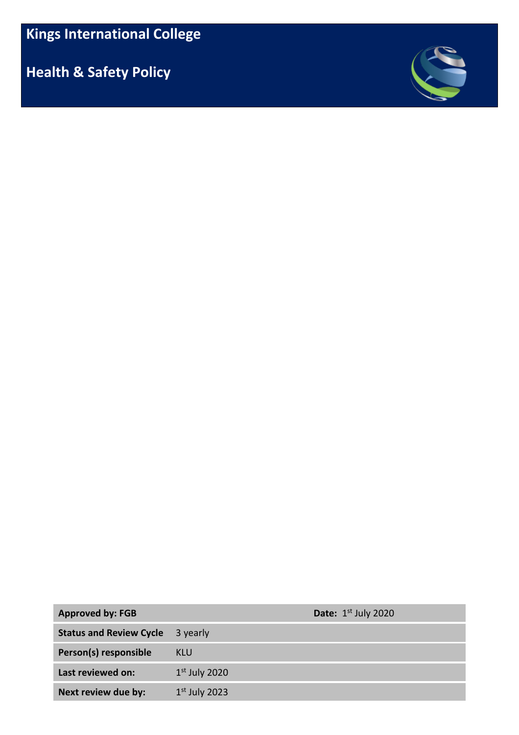# Kings International College

## Health & Safety Policy

| | | | |
|---|---|---|---|
| **Approved by: FGB** | | **Date:** 1st July 2020 | |
| **Status and Review Cycle** | 3 yearly | | |
| **Person(s) responsible** | KLU | | |
| **Last reviewed on:** | 1st July 2020 | | |
| **Next review due by:** | 1st July 2023 | | |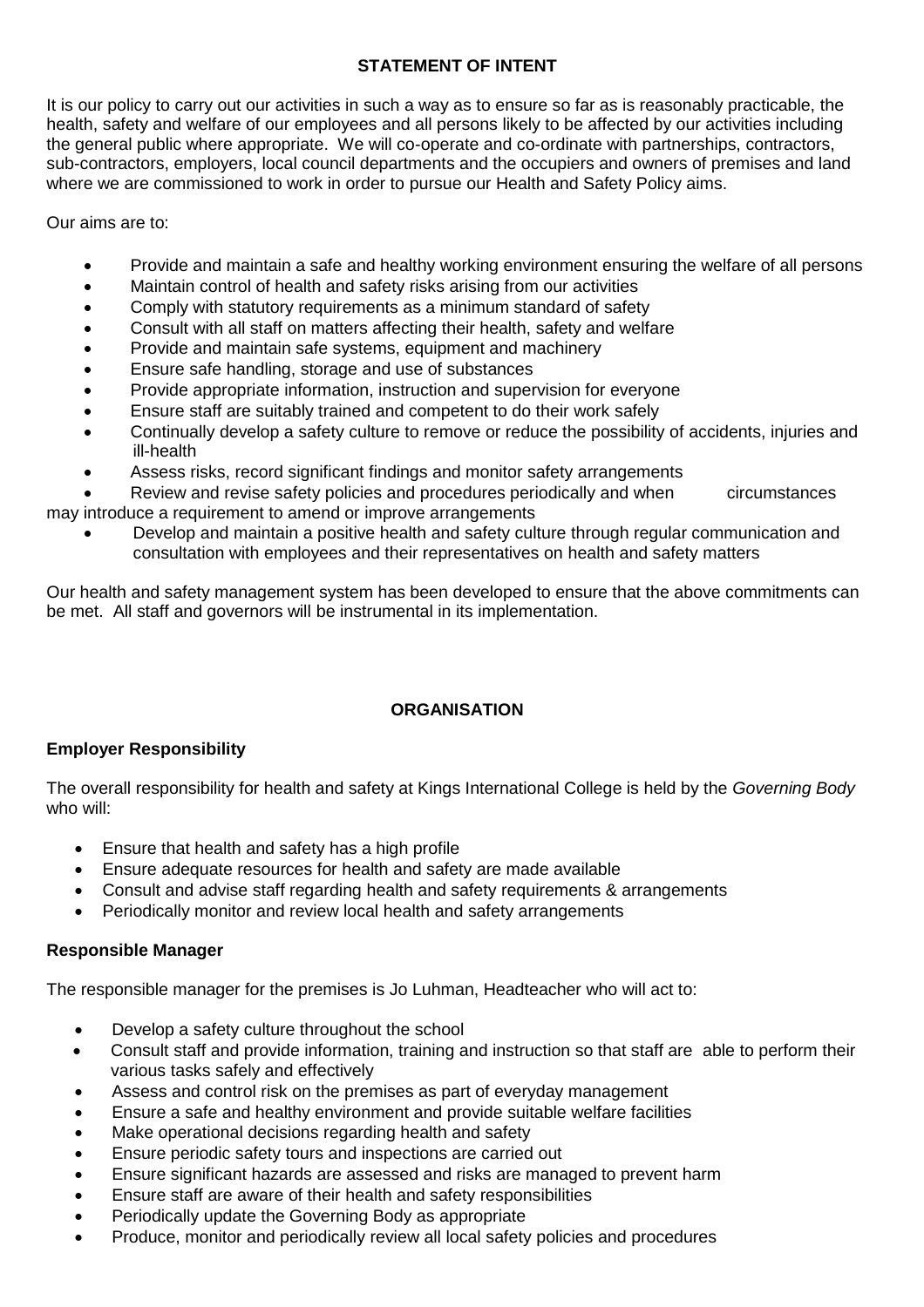## STATEMENT OF INTENT

It is our policy to carry out our activities in such a way as to ensure so far as is reasonably practicable, the health, safety and welfare of our employees and all persons likely to be affected by our activities including the general public where appropriate. We will co-operate and co-ordinate with partnerships, contractors, sub-contractors, employers, local council departments and the occupiers and owners of premises and land where we are commissioned to work in order to pursue our Health and Safety Policy aims.

Our aims are to:

- Provide and maintain a safe and healthy working environment ensuring the welfare of all persons
- Maintain control of health and safety risks arising from our activities
- Comply with statutory requirements as a minimum standard of safety
- Consult with all staff on matters affecting their health, safety and welfare
- Provide and maintain safe systems, equipment and machinery
- Ensure safe handling, storage and use of substances
- Provide appropriate information, instruction and supervision for everyone
- Ensure staff are suitably trained and competent to do their work safely
- Continually develop a safety culture to remove or reduce the possibility of accidents, injuries and ill-health
- Assess risks, record significant findings and monitor safety arrangements
- Review and revise safety policies and procedures periodically and when circumstances may introduce a requirement to amend or improve arrangements
- Develop and maintain a positive health and safety culture through regular communication and consultation with employees and their representatives on health and safety matters

Our health and safety management system has been developed to ensure that the above commitments can be met. All staff and governors will be instrumental in its implementation.

## ORGANISATION

### Employer Responsibility

The overall responsibility for health and safety at Kings International College is held by the *Governing Body* who will:

- Ensure that health and safety has a high profile
- Ensure adequate resources for health and safety are made available
- Consult and advise staff regarding health and safety requirements & arrangements
- Periodically monitor and review local health and safety arrangements

### Responsible Manager

The responsible manager for the premises is Jo Luhman, Headteacher who will act to:

- Develop a safety culture throughout the school
- Consult staff and provide information, training and instruction so that staff are able to perform their various tasks safely and effectively
- Assess and control risk on the premises as part of everyday management
- Ensure a safe and healthy environment and provide suitable welfare facilities
- Make operational decisions regarding health and safety
- Ensure periodic safety tours and inspections are carried out
- Ensure significant hazards are assessed and risks are managed to prevent harm
- Ensure staff are aware of their health and safety responsibilities
- Periodically update the Governing Body as appropriate
- Produce, monitor and periodically review all local safety policies and procedures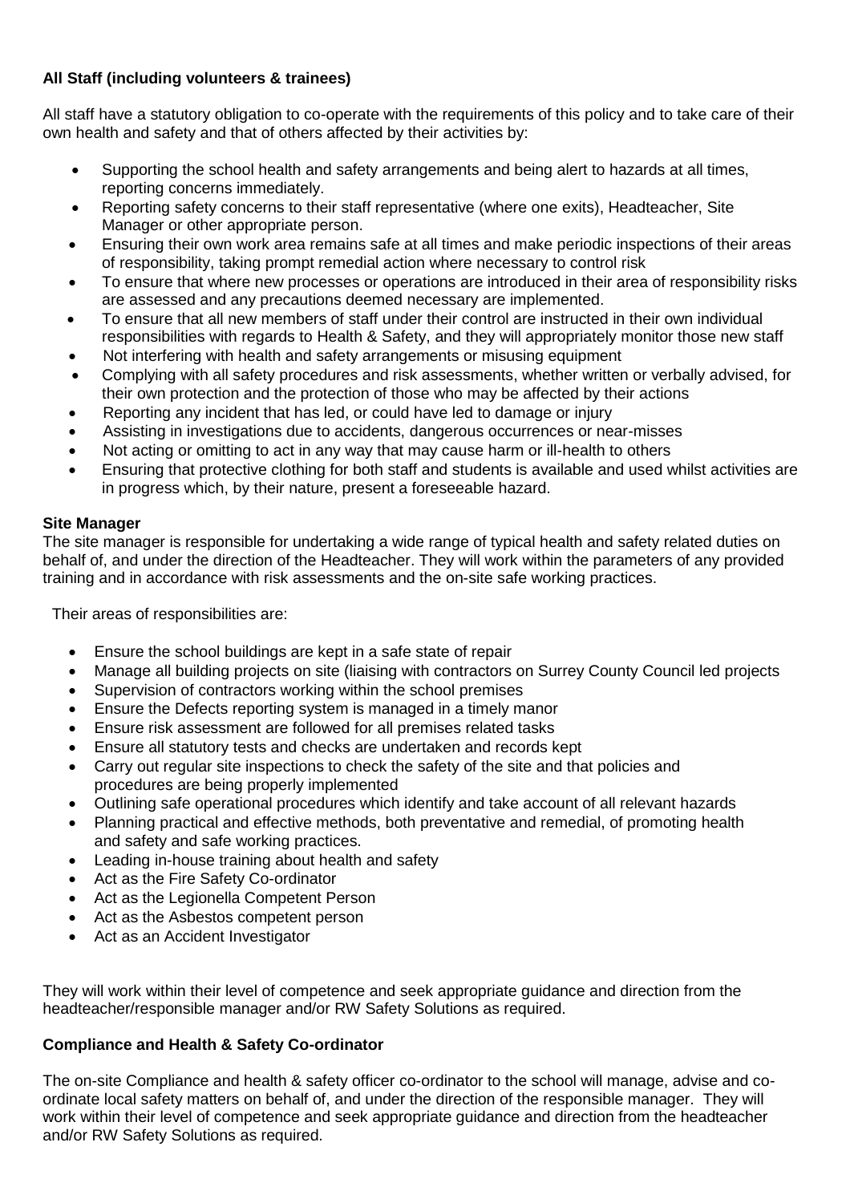**All Staff (including volunteers & trainees)**

All staff have a statutory obligation to co-operate with the requirements of this policy and to take care of their own health and safety and that of others affected by their activities by:

- Supporting the school health and safety arrangements and being alert to hazards at all times, reporting concerns immediately.
- Reporting safety concerns to their staff representative (where one exits), Headteacher, Site Manager or other appropriate person.
- Ensuring their own work area remains safe at all times and make periodic inspections of their areas of responsibility, taking prompt remedial action where necessary to control risk
- To ensure that where new processes or operations are introduced in their area of responsibility risks are assessed and any precautions deemed necessary are implemented.
- To ensure that all new members of staff under their control are instructed in their own individual responsibilities with regards to Health & Safety, and they will appropriately monitor those new staff
- Not interfering with health and safety arrangements or misusing equipment
- Complying with all safety procedures and risk assessments, whether written or verbally advised, for their own protection and the protection of those who may be affected by their actions
- Reporting any incident that has led, or could have led to damage or injury
- Assisting in investigations due to accidents, dangerous occurrences or near-misses
- Not acting or omitting to act in any way that may cause harm or ill-health to others
- Ensuring that protective clothing for both staff and students is available and used whilst activities are in progress which, by their nature, present a foreseeable hazard.

**Site Manager**

The site manager is responsible for undertaking a wide range of typical health and safety related duties on behalf of, and under the direction of the Headteacher. They will work within the parameters of any provided training and in accordance with risk assessments and the on-site safe working practices.

Their areas of responsibilities are:

- Ensure the school buildings are kept in a safe state of repair
- Manage all building projects on site (liaising with contractors on Surrey County Council led projects
- Supervision of contractors working within the school premises
- Ensure the Defects reporting system is managed in a timely manor
- Ensure risk assessment are followed for all premises related tasks
- Ensure all statutory tests and checks are undertaken and records kept
- Carry out regular site inspections to check the safety of the site and that policies and procedures are being properly implemented
- Outlining safe operational procedures which identify and take account of all relevant hazards
- Planning practical and effective methods, both preventative and remedial, of promoting health and safety and safe working practices.
- Leading in-house training about health and safety
- Act as the Fire Safety Co-ordinator
- Act as the Legionella Competent Person
- Act as the Asbestos competent person
- Act as an Accident Investigator

They will work within their level of competence and seek appropriate guidance and direction from the headteacher/responsible manager and/or RW Safety Solutions as required.

**Compliance and Health & Safety Co-ordinator**

The on-site Compliance and health & safety officer co-ordinator to the school will manage, advise and co-ordinate local safety matters on behalf of, and under the direction of the responsible manager. They will work within their level of competence and seek appropriate guidance and direction from the headteacher and/or RW Safety Solutions as required.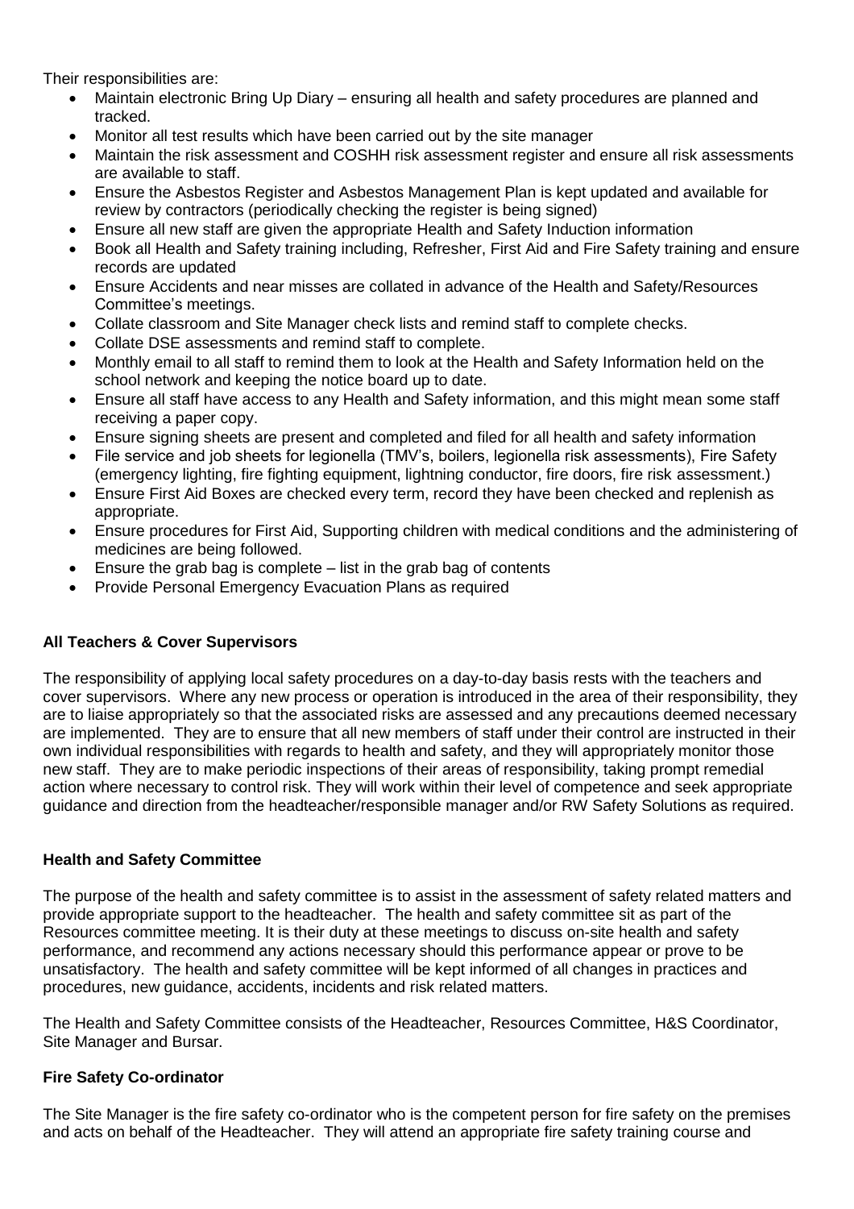Their responsibilities are:

- Maintain electronic Bring Up Diary – ensuring all health and safety procedures are planned and tracked.
- Monitor all test results which have been carried out by the site manager
- Maintain the risk assessment and COSHH risk assessment register and ensure all risk assessments are available to staff.
- Ensure the Asbestos Register and Asbestos Management Plan is kept updated and available for review by contractors (periodically checking the register is being signed)
- Ensure all new staff are given the appropriate Health and Safety Induction information
- Book all Health and Safety training including, Refresher, First Aid and Fire Safety training and ensure records are updated
- Ensure Accidents and near misses are collated in advance of the Health and Safety/Resources Committee's meetings.
- Collate classroom and Site Manager check lists and remind staff to complete checks.
- Collate DSE assessments and remind staff to complete.
- Monthly email to all staff to remind them to look at the Health and Safety Information held on the school network and keeping the notice board up to date.
- Ensure all staff have access to any Health and Safety information, and this might mean some staff receiving a paper copy.
- Ensure signing sheets are present and completed and filed for all health and safety information
- File service and job sheets for legionella (TMV's, boilers, legionella risk assessments), Fire Safety (emergency lighting, fire fighting equipment, lightning conductor, fire doors, fire risk assessment.)
- Ensure First Aid Boxes are checked every term, record they have been checked and replenish as appropriate.
- Ensure procedures for First Aid, Supporting children with medical conditions and the administering of medicines are being followed.
- Ensure the grab bag is complete – list in the grab bag of contents
- Provide Personal Emergency Evacuation Plans as required

**All Teachers & Cover Supervisors**

The responsibility of applying local safety procedures on a day-to-day basis rests with the teachers and cover supervisors. Where any new process or operation is introduced in the area of their responsibility, they are to liaise appropriately so that the associated risks are assessed and any precautions deemed necessary are implemented. They are to ensure that all new members of staff under their control are instructed in their own individual responsibilities with regards to health and safety, and they will appropriately monitor those new staff. They are to make periodic inspections of their areas of responsibility, taking prompt remedial action where necessary to control risk. They will work within their level of competence and seek appropriate guidance and direction from the headteacher/responsible manager and/or RW Safety Solutions as required.

**Health and Safety Committee**

The purpose of the health and safety committee is to assist in the assessment of safety related matters and provide appropriate support to the headteacher. The health and safety committee sit as part of the Resources committee meeting. It is their duty at these meetings to discuss on-site health and safety performance, and recommend any actions necessary should this performance appear or prove to be unsatisfactory. The health and safety committee will be kept informed of all changes in practices and procedures, new guidance, accidents, incidents and risk related matters.

The Health and Safety Committee consists of the Headteacher, Resources Committee, H&S Coordinator, Site Manager and Bursar.

**Fire Safety Co-ordinator**

The Site Manager is the fire safety co-ordinator who is the competent person for fire safety on the premises and acts on behalf of the Headteacher. They will attend an appropriate fire safety training course and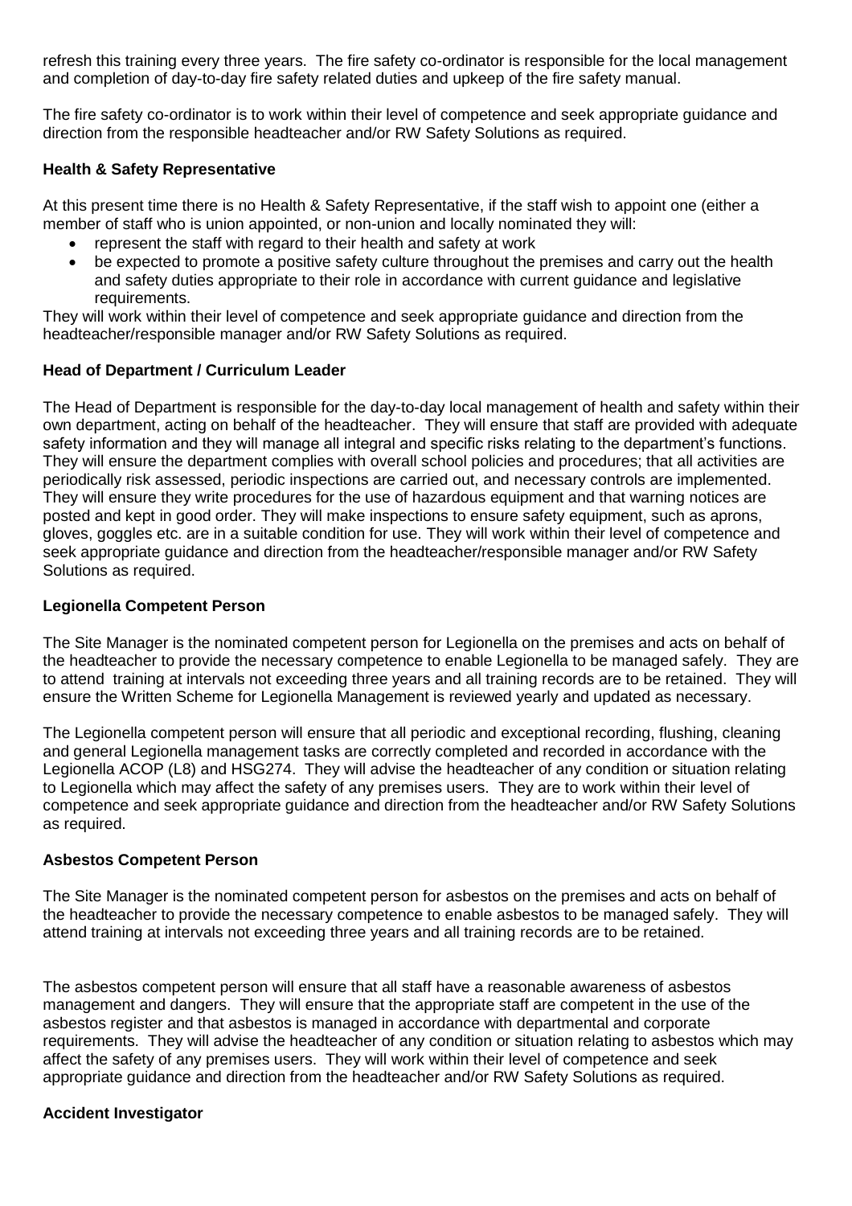refresh this training every three years. The fire safety co-ordinator is responsible for the local management and completion of day-to-day fire safety related duties and upkeep of the fire safety manual.

The fire safety co-ordinator is to work within their level of competence and seek appropriate guidance and direction from the responsible headteacher and/or RW Safety Solutions as required.

**Health & Safety Representative**

At this present time there is no Health & Safety Representative, if the staff wish to appoint one (either a member of staff who is union appointed, or non-union and locally nominated they will:

- represent the staff with regard to their health and safety at work
- be expected to promote a positive safety culture throughout the premises and carry out the health and safety duties appropriate to their role in accordance with current guidance and legislative requirements.

They will work within their level of competence and seek appropriate guidance and direction from the headteacher/responsible manager and/or RW Safety Solutions as required.

**Head of Department / Curriculum Leader**

The Head of Department is responsible for the day-to-day local management of health and safety within their own department, acting on behalf of the headteacher. They will ensure that staff are provided with adequate safety information and they will manage all integral and specific risks relating to the department's functions. They will ensure the department complies with overall school policies and procedures; that all activities are periodically risk assessed, periodic inspections are carried out, and necessary controls are implemented. They will ensure they write procedures for the use of hazardous equipment and that warning notices are posted and kept in good order. They will make inspections to ensure safety equipment, such as aprons, gloves, goggles etc. are in a suitable condition for use. They will work within their level of competence and seek appropriate guidance and direction from the headteacher/responsible manager and/or RW Safety Solutions as required.

**Legionella Competent Person**

The Site Manager is the nominated competent person for Legionella on the premises and acts on behalf of the headteacher to provide the necessary competence to enable Legionella to be managed safely. They are to attend training at intervals not exceeding three years and all training records are to be retained. They will ensure the Written Scheme for Legionella Management is reviewed yearly and updated as necessary.

The Legionella competent person will ensure that all periodic and exceptional recording, flushing, cleaning and general Legionella management tasks are correctly completed and recorded in accordance with the Legionella ACOP (L8) and HSG274. They will advise the headteacher of any condition or situation relating to Legionella which may affect the safety of any premises users. They are to work within their level of competence and seek appropriate guidance and direction from the headteacher and/or RW Safety Solutions as required.

**Asbestos Competent Person**

The Site Manager is the nominated competent person for asbestos on the premises and acts on behalf of the headteacher to provide the necessary competence to enable asbestos to be managed safely. They will attend training at intervals not exceeding three years and all training records are to be retained.

The asbestos competent person will ensure that all staff have a reasonable awareness of asbestos management and dangers. They will ensure that the appropriate staff are competent in the use of the asbestos register and that asbestos is managed in accordance with departmental and corporate requirements. They will advise the headteacher of any condition or situation relating to asbestos which may affect the safety of any premises users. They will work within their level of competence and seek appropriate guidance and direction from the headteacher and/or RW Safety Solutions as required.

**Accident Investigator**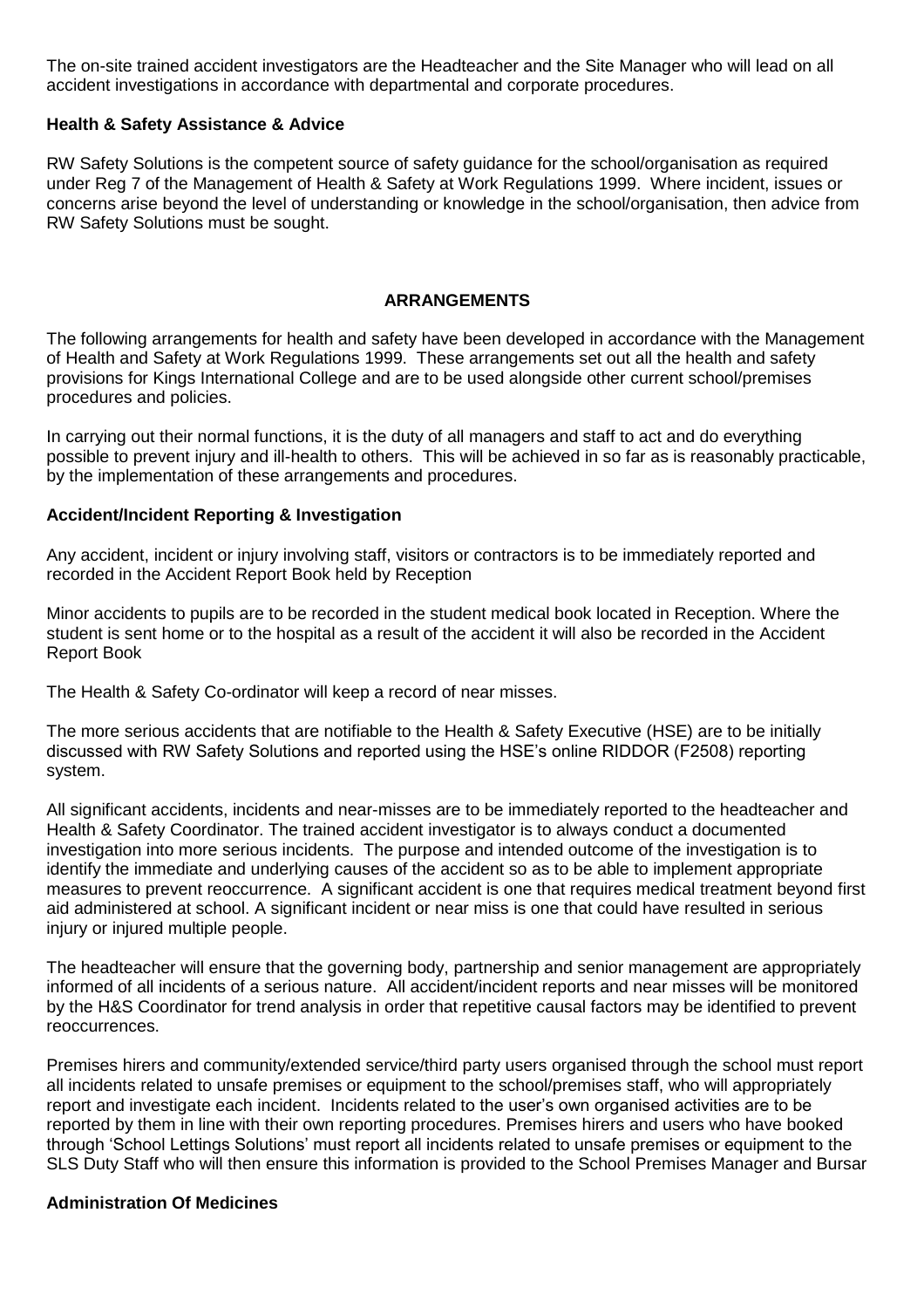The on-site trained accident investigators are the Headteacher and the Site Manager who will lead on all accident investigations in accordance with departmental and corporate procedures.

### Health & Safety Assistance & Advice

RW Safety Solutions is the competent source of safety guidance for the school/organisation as required under Reg 7 of the Management of Health & Safety at Work Regulations 1999. Where incident, issues or concerns arise beyond the level of understanding or knowledge in the school/organisation, then advice from RW Safety Solutions must be sought.

## ARRANGEMENTS

The following arrangements for health and safety have been developed in accordance with the Management of Health and Safety at Work Regulations 1999. These arrangements set out all the health and safety provisions for Kings International College and are to be used alongside other current school/premises procedures and policies.

In carrying out their normal functions, it is the duty of all managers and staff to act and do everything possible to prevent injury and ill-health to others. This will be achieved in so far as is reasonably practicable, by the implementation of these arrangements and procedures.

### Accident/Incident Reporting & Investigation

Any accident, incident or injury involving staff, visitors or contractors is to be immediately reported and recorded in the Accident Report Book held by Reception

Minor accidents to pupils are to be recorded in the student medical book located in Reception. Where the student is sent home or to the hospital as a result of the accident it will also be recorded in the Accident Report Book

The Health & Safety Co-ordinator will keep a record of near misses.

The more serious accidents that are notifiable to the Health & Safety Executive (HSE) are to be initially discussed with RW Safety Solutions and reported using the HSE's online RIDDOR (F2508) reporting system.

All significant accidents, incidents and near-misses are to be immediately reported to the headteacher and Health & Safety Coordinator. The trained accident investigator is to always conduct a documented investigation into more serious incidents. The purpose and intended outcome of the investigation is to identify the immediate and underlying causes of the accident so as to be able to implement appropriate measures to prevent reoccurrence. A significant accident is one that requires medical treatment beyond first aid administered at school. A significant incident or near miss is one that could have resulted in serious injury or injured multiple people.

The headteacher will ensure that the governing body, partnership and senior management are appropriately informed of all incidents of a serious nature. All accident/incident reports and near misses will be monitored by the H&S Coordinator for trend analysis in order that repetitive causal factors may be identified to prevent reoccurrences.

Premises hirers and community/extended service/third party users organised through the school must report all incidents related to unsafe premises or equipment to the school/premises staff, who will appropriately report and investigate each incident. Incidents related to the user's own organised activities are to be reported by them in line with their own reporting procedures. Premises hirers and users who have booked through 'School Lettings Solutions' must report all incidents related to unsafe premises or equipment to the SLS Duty Staff who will then ensure this information is provided to the School Premises Manager and Bursar

### Administration Of Medicines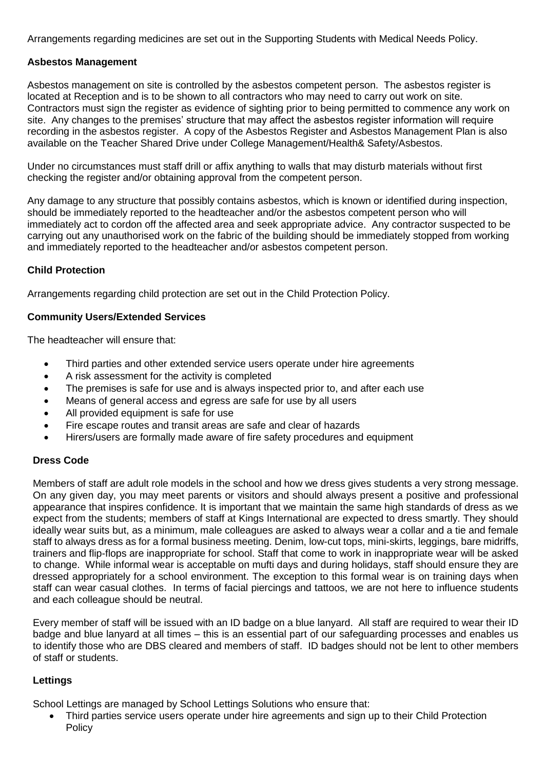Arrangements regarding medicines are set out in the Supporting Students with Medical Needs Policy.

### Asbestos Management

Asbestos management on site is controlled by the asbestos competent person. The asbestos register is located at Reception and is to be shown to all contractors who may need to carry out work on site. Contractors must sign the register as evidence of sighting prior to being permitted to commence any work on site. Any changes to the premises' structure that may affect the asbestos register information will require recording in the asbestos register. A copy of the Asbestos Register and Asbestos Management Plan is also available on the Teacher Shared Drive under College Management/Health& Safety/Asbestos.

Under no circumstances must staff drill or affix anything to walls that may disturb materials without first checking the register and/or obtaining approval from the competent person.

Any damage to any structure that possibly contains asbestos, which is known or identified during inspection, should be immediately reported to the headteacher and/or the asbestos competent person who will immediately act to cordon off the affected area and seek appropriate advice. Any contractor suspected to be carrying out any unauthorised work on the fabric of the building should be immediately stopped from working and immediately reported to the headteacher and/or asbestos competent person.

### Child Protection

Arrangements regarding child protection are set out in the Child Protection Policy.

### Community Users/Extended Services

The headteacher will ensure that:

- Third parties and other extended service users operate under hire agreements
- A risk assessment for the activity is completed
- The premises is safe for use and is always inspected prior to, and after each use
- Means of general access and egress are safe for use by all users
- All provided equipment is safe for use
- Fire escape routes and transit areas are safe and clear of hazards
- Hirers/users are formally made aware of fire safety procedures and equipment

### Dress Code

Members of staff are adult role models in the school and how we dress gives students a very strong message. On any given day, you may meet parents or visitors and should always present a positive and professional appearance that inspires confidence. It is important that we maintain the same high standards of dress as we expect from the students; members of staff at Kings International are expected to dress smartly. They should ideally wear suits but, as a minimum, male colleagues are asked to always wear a collar and a tie and female staff to always dress as for a formal business meeting. Denim, low-cut tops, mini-skirts, leggings, bare midriffs, trainers and flip-flops are inappropriate for school. Staff that come to work in inappropriate wear will be asked to change. While informal wear is acceptable on mufti days and during holidays, staff should ensure they are dressed appropriately for a school environment. The exception to this formal wear is on training days when staff can wear casual clothes. In terms of facial piercings and tattoos, we are not here to influence students and each colleague should be neutral.

Every member of staff will be issued with an ID badge on a blue lanyard. All staff are required to wear their ID badge and blue lanyard at all times – this is an essential part of our safeguarding processes and enables us to identify those who are DBS cleared and members of staff. ID badges should not be lent to other members of staff or students.

### Lettings

School Lettings are managed by School Lettings Solutions who ensure that:

- Third parties service users operate under hire agreements and sign up to their Child Protection Policy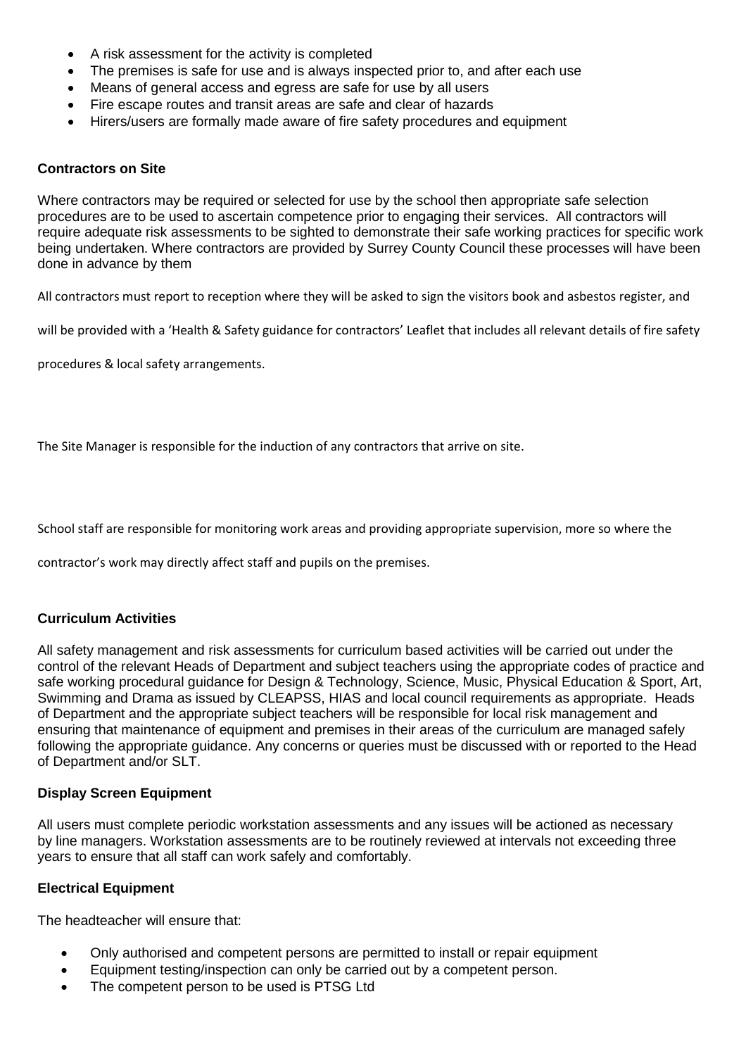- A risk assessment for the activity is completed
- The premises is safe for use and is always inspected prior to, and after each use
- Means of general access and egress are safe for use by all users
- Fire escape routes and transit areas are safe and clear of hazards
- Hirers/users are formally made aware of fire safety procedures and equipment

**Contractors on Site**

Where contractors may be required or selected for use by the school then appropriate safe selection procedures are to be used to ascertain competence prior to engaging their services. All contractors will require adequate risk assessments to be sighted to demonstrate their safe working practices for specific work being undertaken. Where contractors are provided by Surrey County Council these processes will have been done in advance by them

All contractors must report to reception where they will be asked to sign the visitors book and asbestos register, and will be provided with a 'Health & Safety guidance for contractors' Leaflet that includes all relevant details of fire safety procedures & local safety arrangements.

The Site Manager is responsible for the induction of any contractors that arrive on site.

School staff are responsible for monitoring work areas and providing appropriate supervision, more so where the contractor's work may directly affect staff and pupils on the premises.

**Curriculum Activities**

All safety management and risk assessments for curriculum based activities will be carried out under the control of the relevant Heads of Department and subject teachers using the appropriate codes of practice and safe working procedural guidance for Design & Technology, Science, Music, Physical Education & Sport, Art, Swimming and Drama as issued by CLEAPSS, HIAS and local council requirements as appropriate. Heads of Department and the appropriate subject teachers will be responsible for local risk management and ensuring that maintenance of equipment and premises in their areas of the curriculum are managed safely following the appropriate guidance. Any concerns or queries must be discussed with or reported to the Head of Department and/or SLT.

**Display Screen Equipment**

All users must complete periodic workstation assessments and any issues will be actioned as necessary by line managers. Workstation assessments are to be routinely reviewed at intervals not exceeding three years to ensure that all staff can work safely and comfortably.

**Electrical Equipment**

The headteacher will ensure that:

- Only authorised and competent persons are permitted to install or repair equipment
- Equipment testing/inspection can only be carried out by a competent person.
- The competent person to be used is PTSG Ltd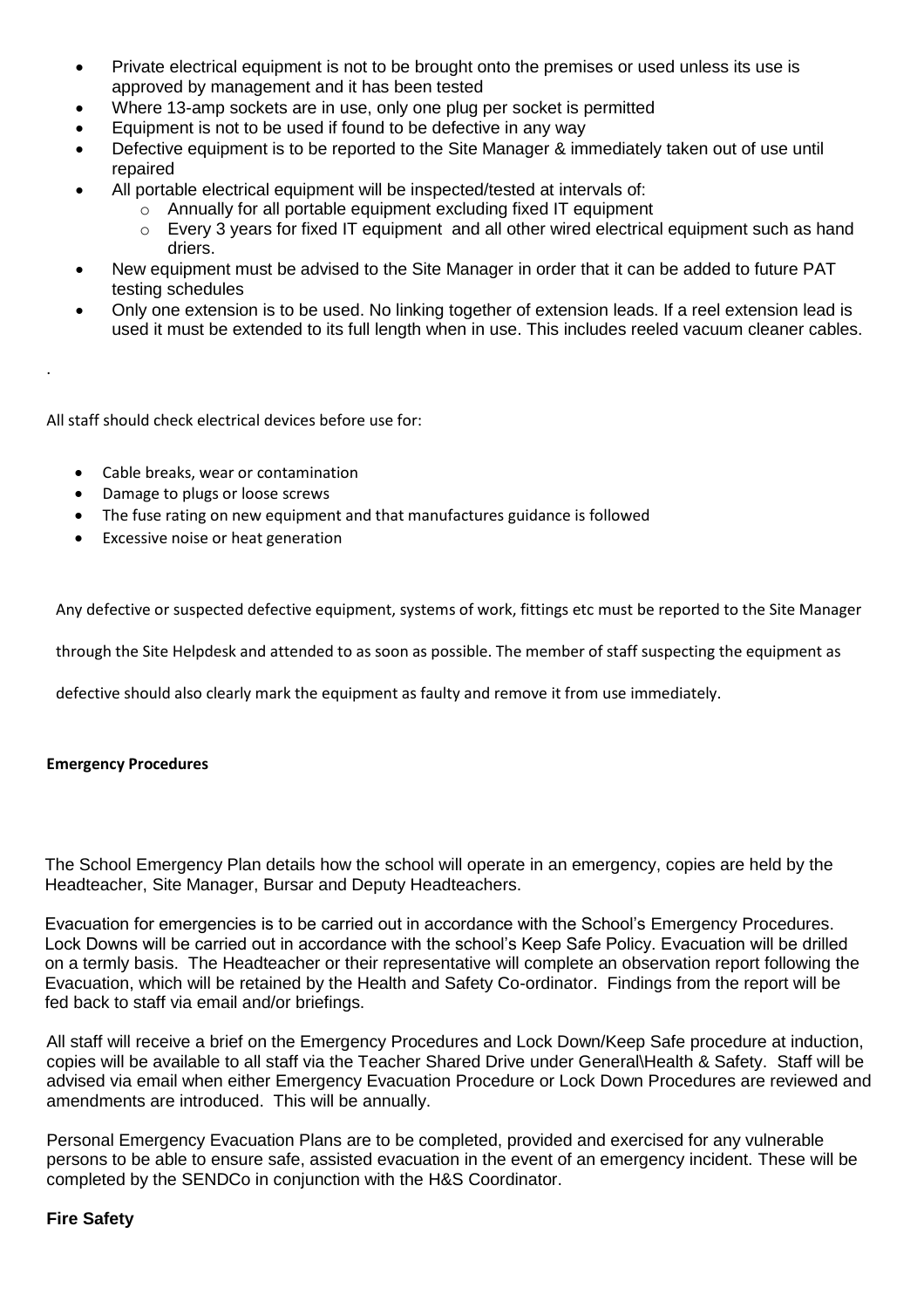- Private electrical equipment is not to be brought onto the premises or used unless its use is approved by management and it has been tested
- Where 13-amp sockets are in use, only one plug per socket is permitted
- Equipment is not to be used if found to be defective in any way
- Defective equipment is to be reported to the Site Manager & immediately taken out of use until repaired
- All portable electrical equipment will be inspected/tested at intervals of:
    - Annually for all portable equipment excluding fixed IT equipment
    - Every 3 years for fixed IT equipment and all other wired electrical equipment such as hand driers.
- New equipment must be advised to the Site Manager in order that it can be added to future PAT testing schedules
- Only one extension is to be used. No linking together of extension leads. If a reel extension lead is used it must be extended to its full length when in use. This includes reeled vacuum cleaner cables.

.

All staff should check electrical devices before use for:

- Cable breaks, wear or contamination
- Damage to plugs or loose screws
- The fuse rating on new equipment and that manufactures guidance is followed
- Excessive noise or heat generation

Any defective or suspected defective equipment, systems of work, fittings etc must be reported to the Site Manager through the Site Helpdesk and attended to as soon as possible. The member of staff suspecting the equipment as defective should also clearly mark the equipment as faulty and remove it from use immediately.

**Emergency Procedures**

The School Emergency Plan details how the school will operate in an emergency, copies are held by the Headteacher, Site Manager, Bursar and Deputy Headteachers.

Evacuation for emergencies is to be carried out in accordance with the School's Emergency Procedures. Lock Downs will be carried out in accordance with the school's Keep Safe Policy. Evacuation will be drilled on a termly basis. The Headteacher or their representative will complete an observation report following the Evacuation, which will be retained by the Health and Safety Co-ordinator. Findings from the report will be fed back to staff via email and/or briefings.

All staff will receive a brief on the Emergency Procedures and Lock Down/Keep Safe procedure at induction, copies will be available to all staff via the Teacher Shared Drive under General\Health & Safety. Staff will be advised via email when either Emergency Evacuation Procedure or Lock Down Procedures are reviewed and amendments are introduced. This will be annually.

Personal Emergency Evacuation Plans are to be completed, provided and exercised for any vulnerable persons to be able to ensure safe, assisted evacuation in the event of an emergency incident. These will be completed by the SENDCo in conjunction with the H&S Coordinator.

**Fire Safety**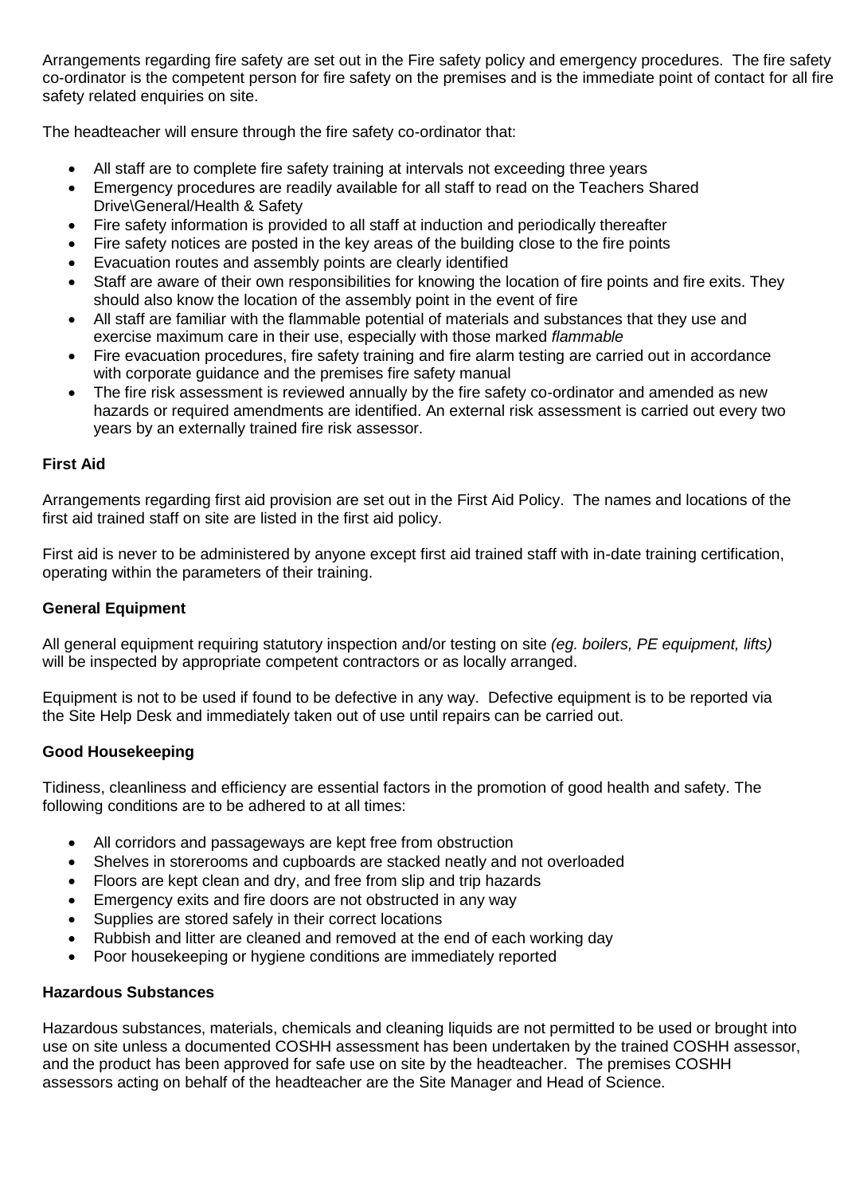Arrangements regarding fire safety are set out in the Fire safety policy and emergency procedures. The fire safety co-ordinator is the competent person for fire safety on the premises and is the immediate point of contact for all fire safety related enquiries on site.

The headteacher will ensure through the fire safety co-ordinator that:

- All staff are to complete fire safety training at intervals not exceeding three years
- Emergency procedures are readily available for all staff to read on the Teachers Shared Drive\General/Health & Safety
- Fire safety information is provided to all staff at induction and periodically thereafter
- Fire safety notices are posted in the key areas of the building close to the fire points
- Evacuation routes and assembly points are clearly identified
- Staff are aware of their own responsibilities for knowing the location of fire points and fire exits. They should also know the location of the assembly point in the event of fire
- All staff are familiar with the flammable potential of materials and substances that they use and exercise maximum care in their use, especially with those marked *flammable*
- Fire evacuation procedures, fire safety training and fire alarm testing are carried out in accordance with corporate guidance and the premises fire safety manual
- The fire risk assessment is reviewed annually by the fire safety co-ordinator and amended as new hazards or required amendments are identified. An external risk assessment is carried out every two years by an externally trained fire risk assessor.

**First Aid**

Arrangements regarding first aid provision are set out in the First Aid Policy. The names and locations of the first aid trained staff on site are listed in the first aid policy.

First aid is never to be administered by anyone except first aid trained staff with in-date training certification, operating within the parameters of their training.

**General Equipment**

All general equipment requiring statutory inspection and/or testing on site *(eg. boilers, PE equipment, lifts)* will be inspected by appropriate competent contractors or as locally arranged.

Equipment is not to be used if found to be defective in any way. Defective equipment is to be reported via the Site Help Desk and immediately taken out of use until repairs can be carried out.

**Good Housekeeping**

Tidiness, cleanliness and efficiency are essential factors in the promotion of good health and safety. The following conditions are to be adhered to at all times:

- All corridors and passageways are kept free from obstruction
- Shelves in storerooms and cupboards are stacked neatly and not overloaded
- Floors are kept clean and dry, and free from slip and trip hazards
- Emergency exits and fire doors are not obstructed in any way
- Supplies are stored safely in their correct locations
- Rubbish and litter are cleaned and removed at the end of each working day
- Poor housekeeping or hygiene conditions are immediately reported

**Hazardous Substances**

Hazardous substances, materials, chemicals and cleaning liquids are not permitted to be used or brought into use on site unless a documented COSHH assessment has been undertaken by the trained COSHH assessor, and the product has been approved for safe use on site by the headteacher. The premises COSHH assessors acting on behalf of the headteacher are the Site Manager and Head of Science.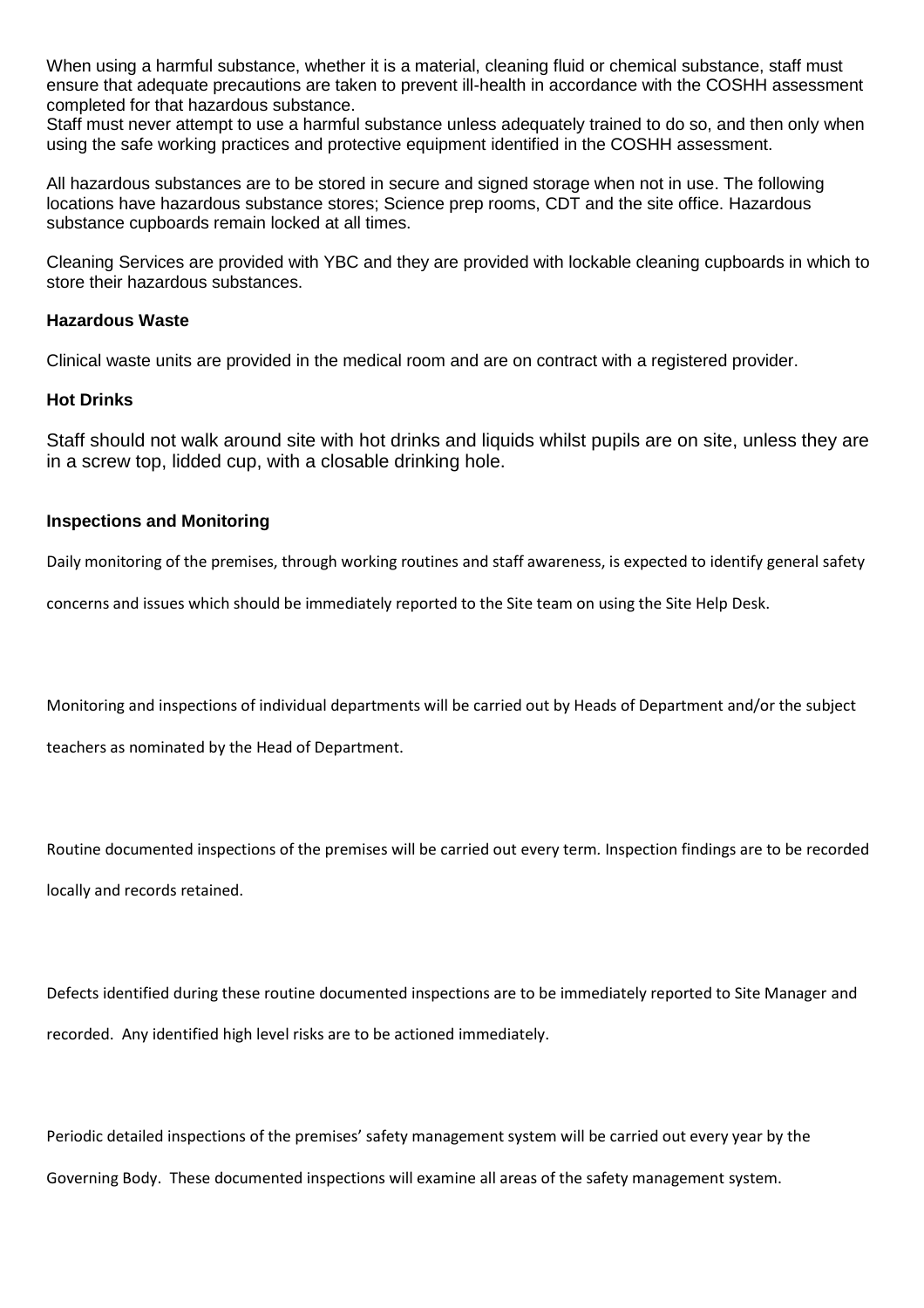When using a harmful substance, whether it is a material, cleaning fluid or chemical substance, staff must ensure that adequate precautions are taken to prevent ill-health in accordance with the COSHH assessment completed for that hazardous substance.

Staff must never attempt to use a harmful substance unless adequately trained to do so, and then only when using the safe working practices and protective equipment identified in the COSHH assessment.

All hazardous substances are to be stored in secure and signed storage when not in use. The following locations have hazardous substance stores; Science prep rooms, CDT and the site office. Hazardous substance cupboards remain locked at all times.

Cleaning Services are provided with YBC and they are provided with lockable cleaning cupboards in which to store their hazardous substances.

**Hazardous Waste**

Clinical waste units are provided in the medical room and are on contract with a registered provider.

**Hot Drinks**

Staff should not walk around site with hot drinks and liquids whilst pupils are on site, unless they are in a screw top, lidded cup, with a closable drinking hole.

**Inspections and Monitoring**

Daily monitoring of the premises, through working routines and staff awareness, is expected to identify general safety concerns and issues which should be immediately reported to the Site team on using the Site Help Desk.

Monitoring and inspections of individual departments will be carried out by Heads of Department and/or the subject teachers as nominated by the Head of Department.

Routine documented inspections of the premises will be carried out every term. Inspection findings are to be recorded locally and records retained.

Defects identified during these routine documented inspections are to be immediately reported to Site Manager and recorded. Any identified high level risks are to be actioned immediately.

Periodic detailed inspections of the premises' safety management system will be carried out every year by the Governing Body. These documented inspections will examine all areas of the safety management system.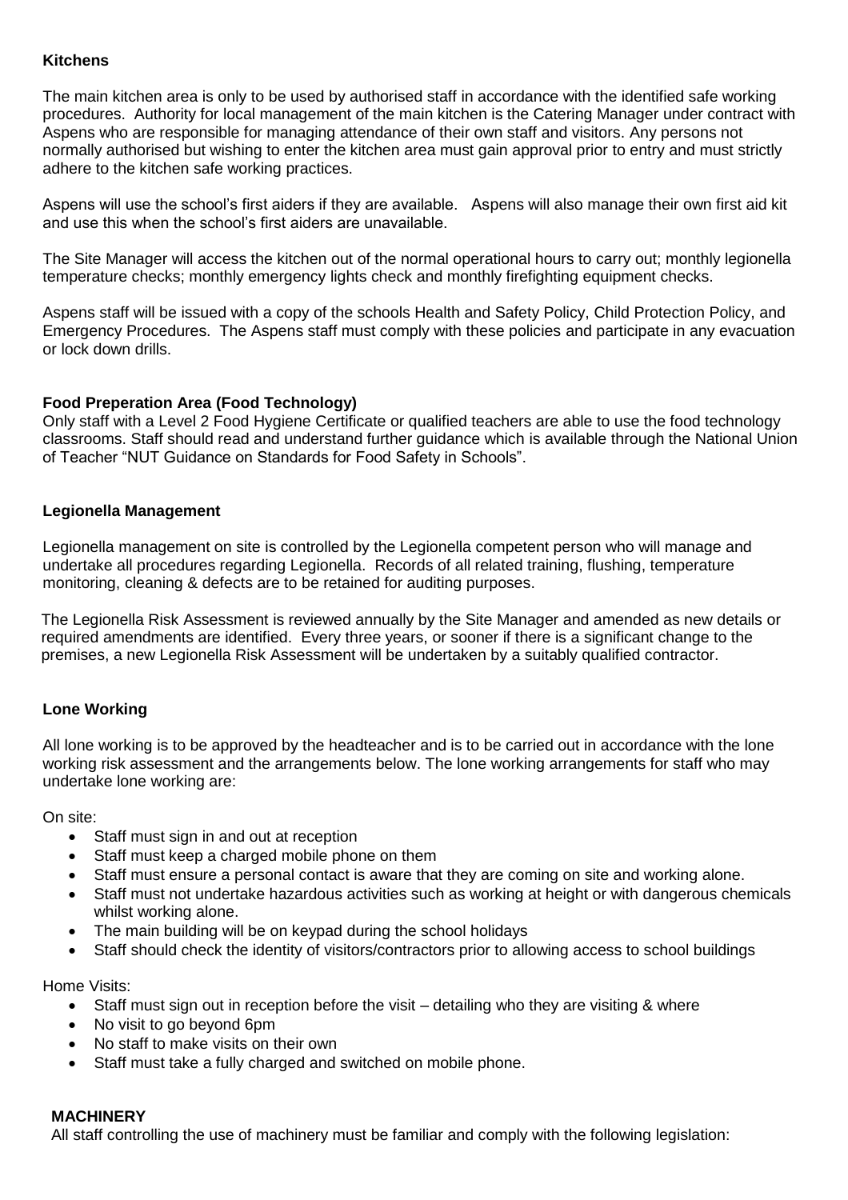**Kitchens**

The main kitchen area is only to be used by authorised staff in accordance with the identified safe working procedures. Authority for local management of the main kitchen is the Catering Manager under contract with Aspens who are responsible for managing attendance of their own staff and visitors. Any persons not normally authorised but wishing to enter the kitchen area must gain approval prior to entry and must strictly adhere to the kitchen safe working practices.

Aspens will use the school's first aiders if they are available. Aspens will also manage their own first aid kit and use this when the school's first aiders are unavailable.

The Site Manager will access the kitchen out of the normal operational hours to carry out; monthly legionella temperature checks; monthly emergency lights check and monthly firefighting equipment checks.

Aspens staff will be issued with a copy of the schools Health and Safety Policy, Child Protection Policy, and Emergency Procedures. The Aspens staff must comply with these policies and participate in any evacuation or lock down drills.

**Food Preperation Area (Food Technology)**

Only staff with a Level 2 Food Hygiene Certificate or qualified teachers are able to use the food technology classrooms. Staff should read and understand further guidance which is available through the National Union of Teacher "NUT Guidance on Standards for Food Safety in Schools".

**Legionella Management**

Legionella management on site is controlled by the Legionella competent person who will manage and undertake all procedures regarding Legionella. Records of all related training, flushing, temperature monitoring, cleaning & defects are to be retained for auditing purposes.

The Legionella Risk Assessment is reviewed annually by the Site Manager and amended as new details or required amendments are identified. Every three years, or sooner if there is a significant change to the premises, a new Legionella Risk Assessment will be undertaken by a suitably qualified contractor.

**Lone Working**

All lone working is to be approved by the headteacher and is to be carried out in accordance with the lone working risk assessment and the arrangements below. The lone working arrangements for staff who may undertake lone working are:

On site:

- Staff must sign in and out at reception
- Staff must keep a charged mobile phone on them
- Staff must ensure a personal contact is aware that they are coming on site and working alone.
- Staff must not undertake hazardous activities such as working at height or with dangerous chemicals whilst working alone.
- The main building will be on keypad during the school holidays
- Staff should check the identity of visitors/contractors prior to allowing access to school buildings

Home Visits:

- Staff must sign out in reception before the visit – detailing who they are visiting & where
- No visit to go beyond 6pm
- No staff to make visits on their own
- Staff must take a fully charged and switched on mobile phone.

**MACHINERY**

All staff controlling the use of machinery must be familiar and comply with the following legislation: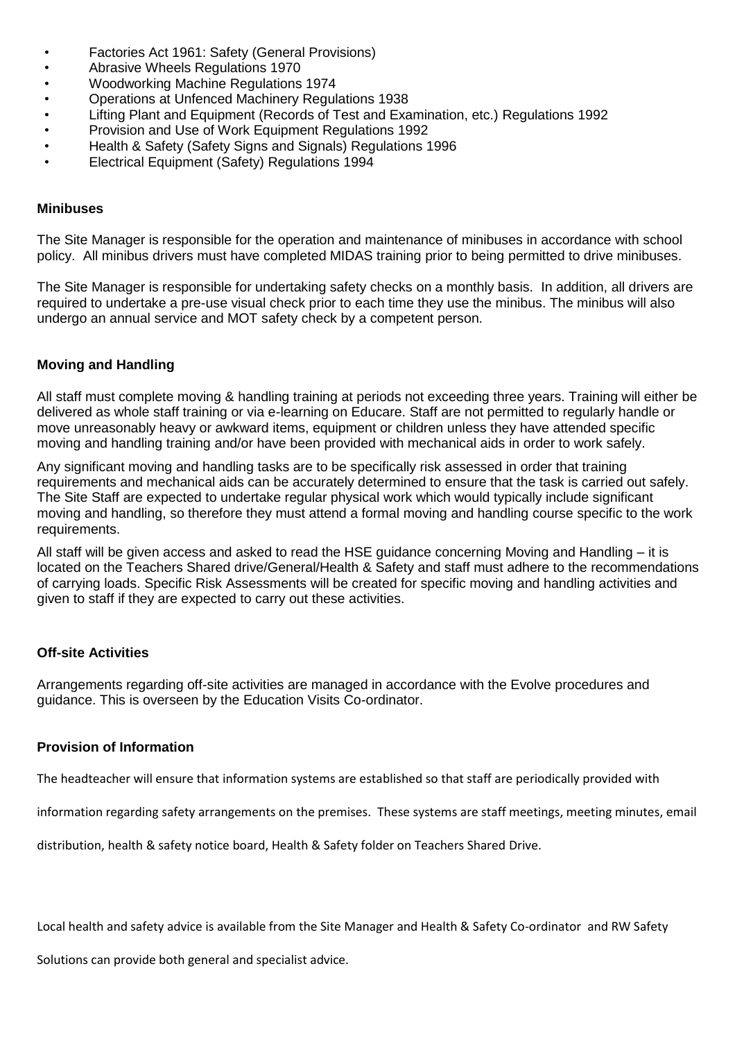- Factories Act 1961: Safety (General Provisions)
- Abrasive Wheels Regulations 1970
- Woodworking Machine Regulations 1974
- Operations at Unfenced Machinery Regulations 1938
- Lifting Plant and Equipment (Records of Test and Examination, etc.) Regulations 1992
- Provision and Use of Work Equipment Regulations 1992
- Health & Safety (Safety Signs and Signals) Regulations 1996
- Electrical Equipment (Safety) Regulations 1994

**Minibuses**

The Site Manager is responsible for the operation and maintenance of minibuses in accordance with school policy. All minibus drivers must have completed MIDAS training prior to being permitted to drive minibuses.

The Site Manager is responsible for undertaking safety checks on a monthly basis. In addition, all drivers are required to undertake a pre-use visual check prior to each time they use the minibus. The minibus will also undergo an annual service and MOT safety check by a competent person.

**Moving and Handling**

All staff must complete moving & handling training at periods not exceeding three years. Training will either be delivered as whole staff training or via e-learning on Educare. Staff are not permitted to regularly handle or move unreasonably heavy or awkward items, equipment or children unless they have attended specific moving and handling training and/or have been provided with mechanical aids in order to work safely.

Any significant moving and handling tasks are to be specifically risk assessed in order that training requirements and mechanical aids can be accurately determined to ensure that the task is carried out safely. The Site Staff are expected to undertake regular physical work which would typically include significant moving and handling, so therefore they must attend a formal moving and handling course specific to the work requirements.

All staff will be given access and asked to read the HSE guidance concerning Moving and Handling – it is located on the Teachers Shared drive/General/Health & Safety and staff must adhere to the recommendations of carrying loads. Specific Risk Assessments will be created for specific moving and handling activities and given to staff if they are expected to carry out these activities.

**Off-site Activities**

Arrangements regarding off-site activities are managed in accordance with the Evolve procedures and guidance. This is overseen by the Education Visits Co-ordinator.

**Provision of Information**

The headteacher will ensure that information systems are established so that staff are periodically provided with information regarding safety arrangements on the premises. These systems are staff meetings, meeting minutes, email distribution, health & safety notice board, Health & Safety folder on Teachers Shared Drive.

Local health and safety advice is available from the Site Manager and Health & Safety Co-ordinator and RW Safety Solutions can provide both general and specialist advice.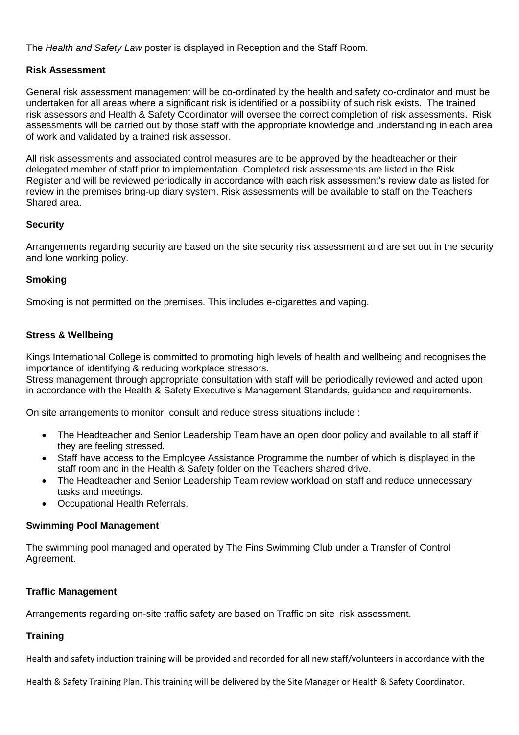The *Health and Safety Law* poster is displayed in Reception and the Staff Room.

**Risk Assessment**

General risk assessment management will be co-ordinated by the health and safety co-ordinator and must be undertaken for all areas where a significant risk is identified or a possibility of such risk exists. The trained risk assessors and Health & Safety Coordinator will oversee the correct completion of risk assessments. Risk assessments will be carried out by those staff with the appropriate knowledge and understanding in each area of work and validated by a trained risk assessor.

All risk assessments and associated control measures are to be approved by the headteacher or their delegated member of staff prior to implementation. Completed risk assessments are listed in the Risk Register and will be reviewed periodically in accordance with each risk assessment's review date as listed for review in the premises bring-up diary system. Risk assessments will be available to staff on the Teachers Shared area.

**Security**

Arrangements regarding security are based on the site security risk assessment and are set out in the security and lone working policy.

**Smoking**

Smoking is not permitted on the premises. This includes e-cigarettes and vaping.

**Stress & Wellbeing**

Kings International College is committed to promoting high levels of health and wellbeing and recognises the importance of identifying & reducing workplace stressors.
Stress management through appropriate consultation with staff will be periodically reviewed and acted upon in accordance with the Health & Safety Executive's Management Standards, guidance and requirements.

On site arrangements to monitor, consult and reduce stress situations include :

- The Headteacher and Senior Leadership Team have an open door policy and available to all staff if they are feeling stressed.
- Staff have access to the Employee Assistance Programme the number of which is displayed in the staff room and in the Health & Safety folder on the Teachers shared drive.
- The Headteacher and Senior Leadership Team review workload on staff and reduce unnecessary tasks and meetings.
- Occupational Health Referrals.

**Swimming Pool Management**

The swimming pool managed and operated by The Fins Swimming Club under a Transfer of Control Agreement.

**Traffic Management**

Arrangements regarding on-site traffic safety are based on Traffic on site risk assessment.

**Training**

Health and safety induction training will be provided and recorded for all new staff/volunteers in accordance with the Health & Safety Training Plan. This training will be delivered by the Site Manager or Health & Safety Coordinator.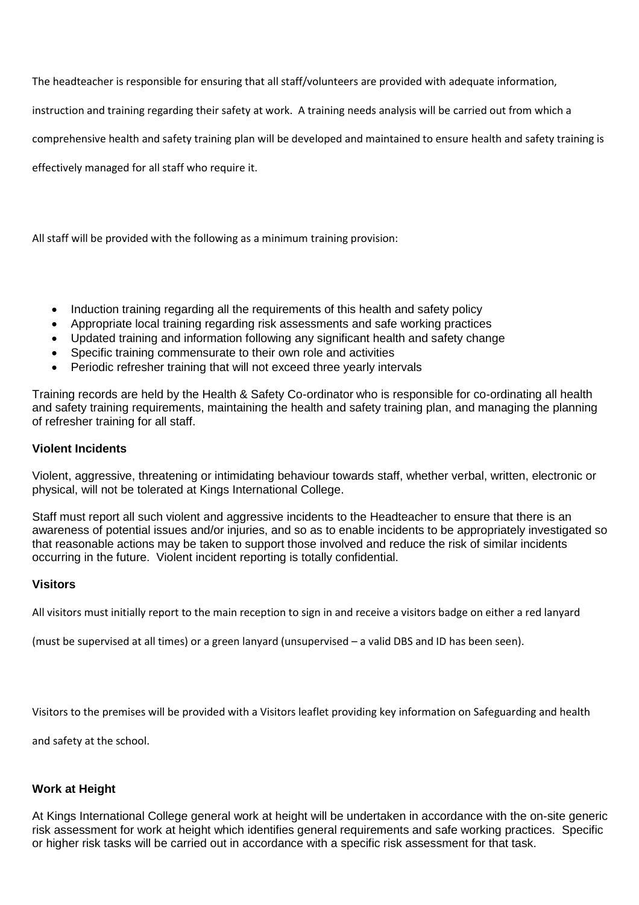The headteacher is responsible for ensuring that all staff/volunteers are provided with adequate information, instruction and training regarding their safety at work. A training needs analysis will be carried out from which a comprehensive health and safety training plan will be developed and maintained to ensure health and safety training is effectively managed for all staff who require it.

All staff will be provided with the following as a minimum training provision:

- Induction training regarding all the requirements of this health and safety policy
- Appropriate local training regarding risk assessments and safe working practices
- Updated training and information following any significant health and safety change
- Specific training commensurate to their own role and activities
- Periodic refresher training that will not exceed three yearly intervals

Training records are held by the Health & Safety Co-ordinator who is responsible for co-ordinating all health and safety training requirements, maintaining the health and safety training plan, and managing the planning of refresher training for all staff.

### Violent Incidents

Violent, aggressive, threatening or intimidating behaviour towards staff, whether verbal, written, electronic or physical, will not be tolerated at Kings International College.

Staff must report all such violent and aggressive incidents to the Headteacher to ensure that there is an awareness of potential issues and/or injuries, and so as to enable incidents to be appropriately investigated so that reasonable actions may be taken to support those involved and reduce the risk of similar incidents occurring in the future. Violent incident reporting is totally confidential.

### Visitors

All visitors must initially report to the main reception to sign in and receive a visitors badge on either a red lanyard (must be supervised at all times) or a green lanyard (unsupervised – a valid DBS and ID has been seen).

Visitors to the premises will be provided with a Visitors leaflet providing key information on Safeguarding and health and safety at the school.

### Work at Height

At Kings International College general work at height will be undertaken in accordance with the on-site generic risk assessment for work at height which identifies general requirements and safe working practices. Specific or higher risk tasks will be carried out in accordance with a specific risk assessment for that task.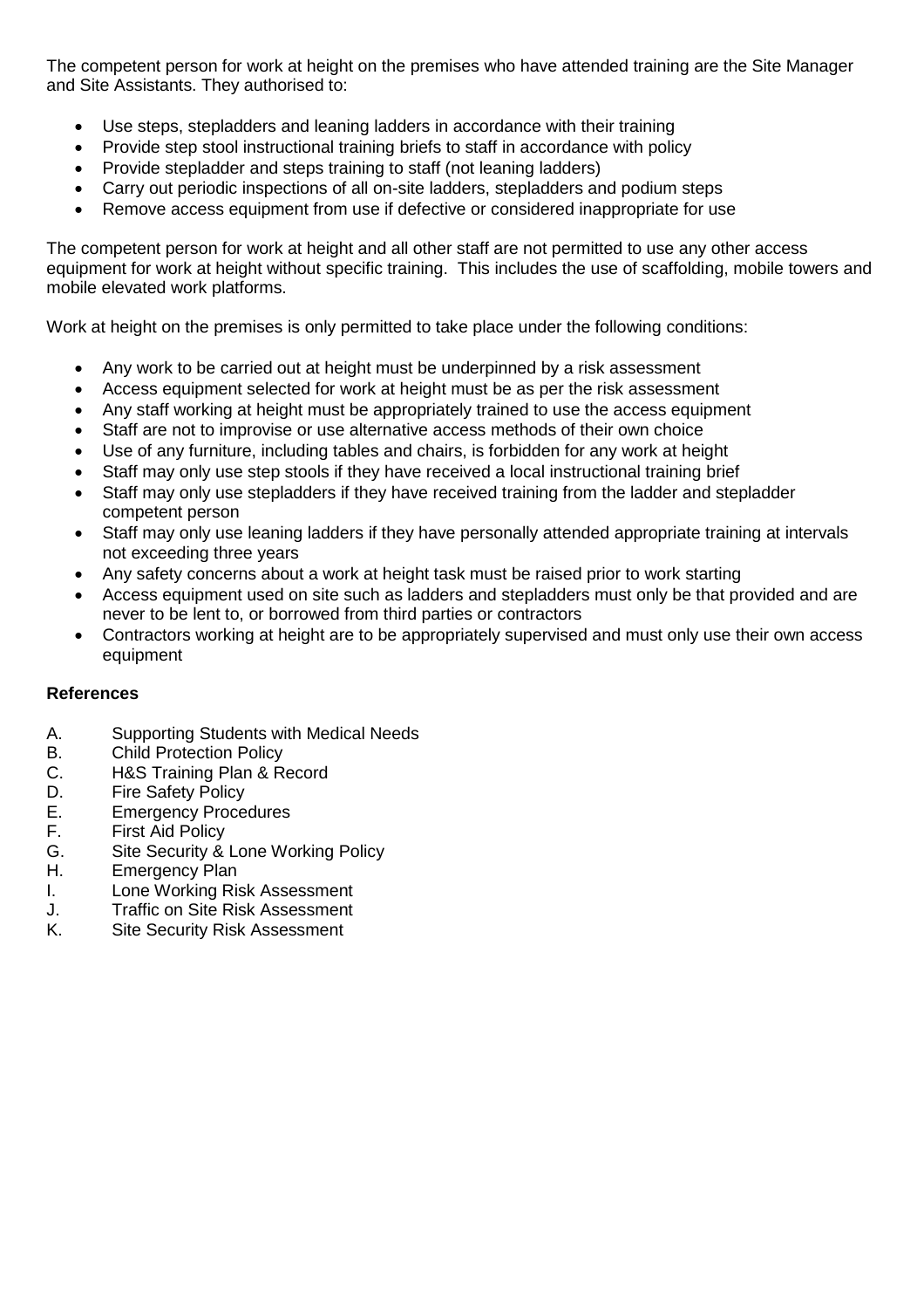The competent person for work at height on the premises who have attended training are the Site Manager and Site Assistants. They authorised to:

- Use steps, stepladders and leaning ladders in accordance with their training
- Provide step stool instructional training briefs to staff in accordance with policy
- Provide stepladder and steps training to staff (not leaning ladders)
- Carry out periodic inspections of all on-site ladders, stepladders and podium steps
- Remove access equipment from use if defective or considered inappropriate for use

The competent person for work at height and all other staff are not permitted to use any other access equipment for work at height without specific training. This includes the use of scaffolding, mobile towers and mobile elevated work platforms.

Work at height on the premises is only permitted to take place under the following conditions:

- Any work to be carried out at height must be underpinned by a risk assessment
- Access equipment selected for work at height must be as per the risk assessment
- Any staff working at height must be appropriately trained to use the access equipment
- Staff are not to improvise or use alternative access methods of their own choice
- Use of any furniture, including tables and chairs, is forbidden for any work at height
- Staff may only use step stools if they have received a local instructional training brief
- Staff may only use stepladders if they have received training from the ladder and stepladder competent person
- Staff may only use leaning ladders if they have personally attended appropriate training at intervals not exceeding three years
- Any safety concerns about a work at height task must be raised prior to work starting
- Access equipment used on site such as ladders and stepladders must only be that provided and are never to be lent to, or borrowed from third parties or contractors
- Contractors working at height are to be appropriately supervised and must only use their own access equipment

**References**

A. Supporting Students with Medical Needs
B. Child Protection Policy
C. H&S Training Plan & Record
D. Fire Safety Policy
E. Emergency Procedures
F. First Aid Policy
G. Site Security & Lone Working Policy
H. Emergency Plan
I. Lone Working Risk Assessment
J. Traffic on Site Risk Assessment
K. Site Security Risk Assessment